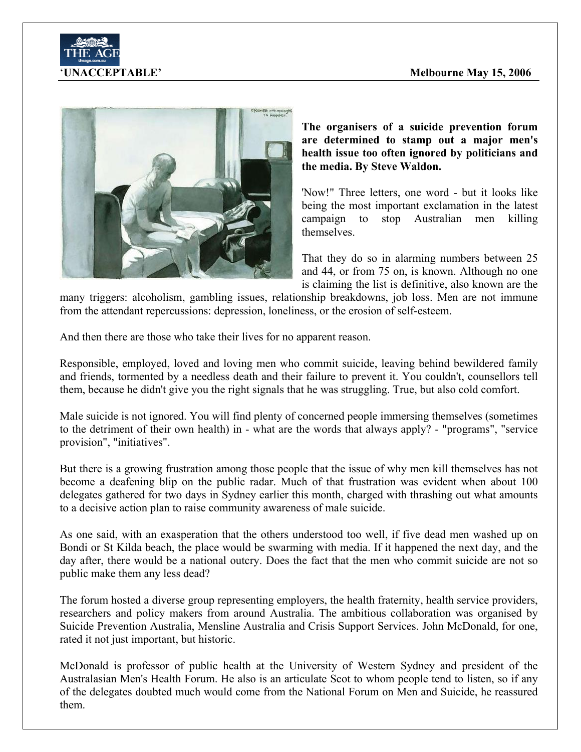**'UNACCEPTABLE'** **Melbourne May 15, 2006**

**The organisers of a suicide prevention forum are determined to stamp out a major men's health issue too often ignored by politicians and the media. By Steve Waldon.**

'Now!" Three letters, one word - but it looks like being the most important exclamation in the latest campaign to stop Australian men killing themselves.

That they do so in alarming numbers between 25 and 44, or from 75 on, is known. Although no one is claiming the list is definitive, also known are the many triggers: alcoholism, gambling issues, relationship breakdowns, job loss. Men are not immune from the attendant repercussions: depression, loneliness, or the erosion of self-esteem.

And then there are those who take their lives for no apparent reason.

Responsible, employed, loved and loving men who commit suicide, leaving behind bewildered family and friends, tormented by a needless death and their failure to prevent it. You couldn't, counsellors tell them, because he didn't give you the right signals that he was struggling. True, but also cold comfort.

Male suicide is not ignored. You will find plenty of concerned people immersing themselves (sometimes to the detriment of their own health) in - what are the words that always apply? - "programs", "service provision", "initiatives".

But there is a growing frustration among those people that the issue of why men kill themselves has not become a deafening blip on the public radar. Much of that frustration was evident when about 100 delegates gathered for two days in Sydney earlier this month, charged with thrashing out what amounts to a decisive action plan to raise community awareness of male suicide.

As one said, with an exasperation that the others understood too well, if five dead men washed up on Bondi or St Kilda beach, the place would be swarming with media. If it happened the next day, and the day after, there would be a national outcry. Does the fact that the men who commit suicide are not so public make them any less dead?

The forum hosted a diverse group representing employers, the health fraternity, health service providers, researchers and policy makers from around Australia. The ambitious collaboration was organised by Suicide Prevention Australia, Mensline Australia and Crisis Support Services. John McDonald, for one, rated it not just important, but historic.

McDonald is professor of public health at the University of Western Sydney and president of the Australasian Men's Health Forum. He also is an articulate Scot to whom people tend to listen, so if any of the delegates doubted much would come from the National Forum on Men and Suicide, he reassured them.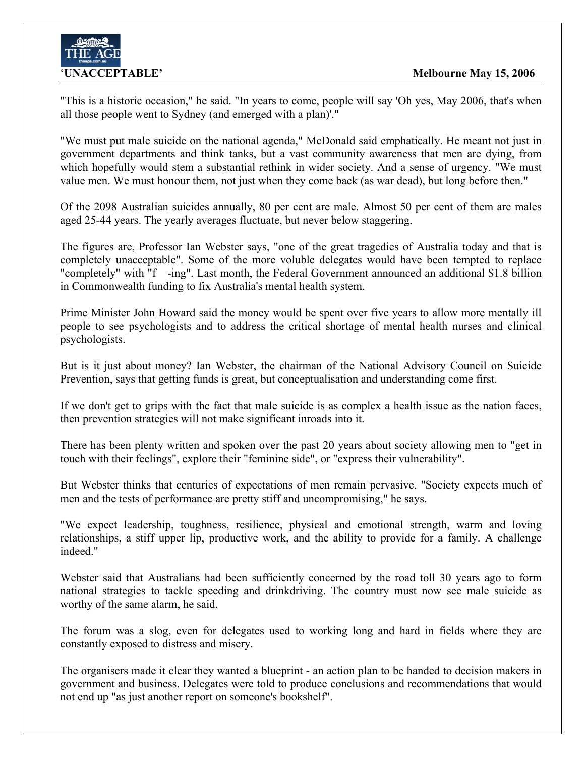"This is a historic occasion," he said. "In years to come, people will say 'Oh yes, May 2006, that's when all those people went to Sydney (and emerged with a plan)'."

"We must put male suicide on the national agenda," McDonald said emphatically. He meant not just in government departments and think tanks, but a vast community awareness that men are dying, from which hopefully would stem a substantial rethink in wider society. And a sense of urgency. "We must value men. We must honour them, not just when they come back (as war dead), but long before then."

Of the 2098 Australian suicides annually, 80 per cent are male. Almost 50 per cent of them are males aged 25-44 years. The yearly averages fluctuate, but never below staggering.

The figures are, Professor Ian Webster says, "one of the great tragedies of Australia today and that is completely unacceptable". Some of the more voluble delegates would have been tempted to replace "completely" with "f—-ing". Last month, the Federal Government announced an additional $1.8 billion in Commonwealth funding to fix Australia's mental health system.

Prime Minister John Howard said the money would be spent over five years to allow more mentally ill people to see psychologists and to address the critical shortage of mental health nurses and clinical psychologists.

But is it just about money? Ian Webster, the chairman of the National Advisory Council on Suicide Prevention, says that getting funds is great, but conceptualisation and understanding come first.

If we don't get to grips with the fact that male suicide is as complex a health issue as the nation faces, then prevention strategies will not make significant inroads into it.

There has been plenty written and spoken over the past 20 years about society allowing men to "get in touch with their feelings", explore their "feminine side", or "express their vulnerability".

But Webster thinks that centuries of expectations of men remain pervasive. "Society expects much of men and the tests of performance are pretty stiff and uncompromising," he says.

"We expect leadership, toughness, resilience, physical and emotional strength, warm and loving relationships, a stiff upper lip, productive work, and the ability to provide for a family. A challenge indeed."

Webster said that Australians had been sufficiently concerned by the road toll 30 years ago to form national strategies to tackle speeding and drinkdriving. The country must now see male suicide as worthy of the same alarm, he said.

The forum was a slog, even for delegates used to working long and hard in fields where they are constantly exposed to distress and misery.

The organisers made it clear they wanted a blueprint - an action plan to be handed to decision makers in government and business. Delegates were told to produce conclusions and recommendations that would not end up "as just another report on someone's bookshelf".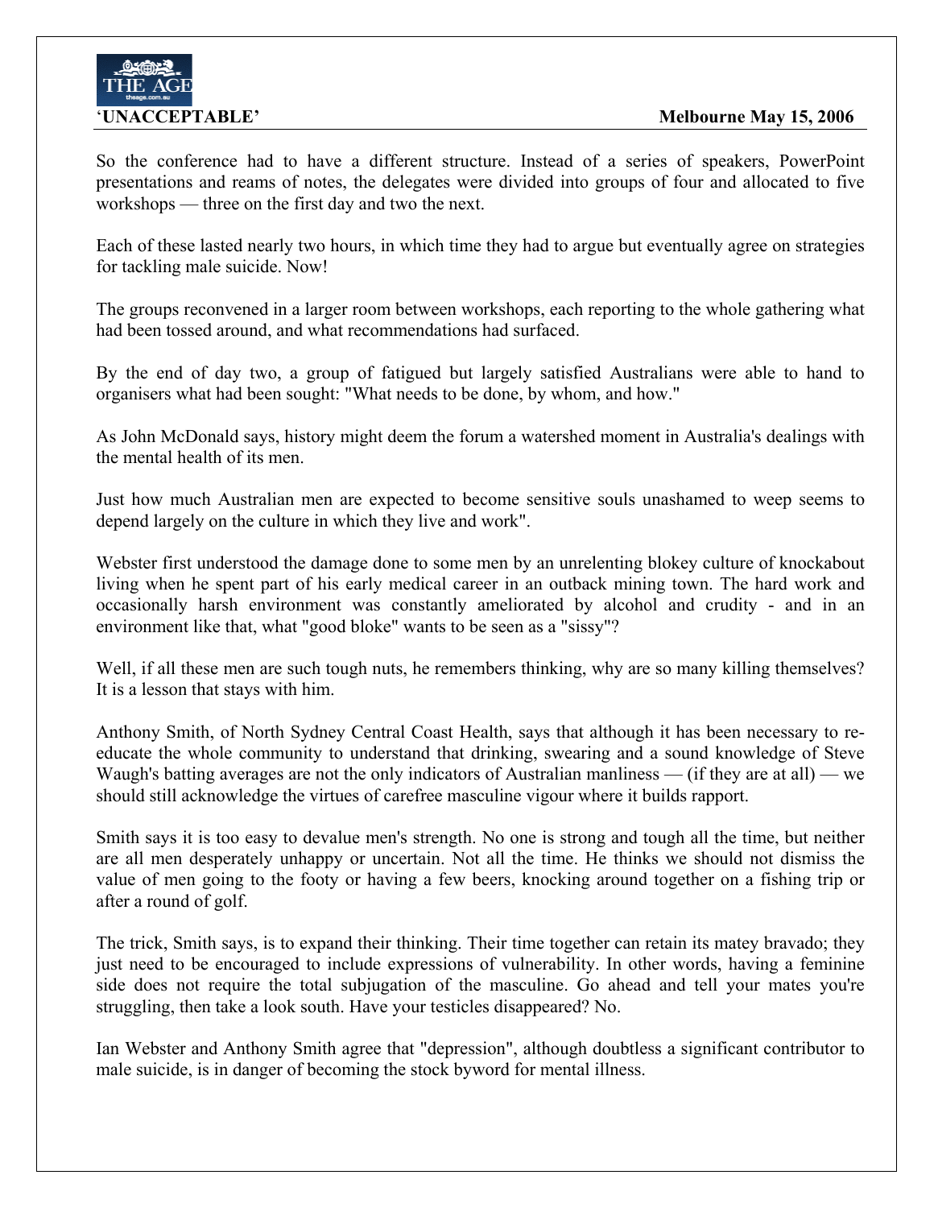So the conference had to have a different structure. Instead of a series of speakers, PowerPoint presentations and reams of notes, the delegates were divided into groups of four and allocated to five workshops — three on the first day and two the next.

Each of these lasted nearly two hours, in which time they had to argue but eventually agree on strategies for tackling male suicide. Now!

The groups reconvened in a larger room between workshops, each reporting to the whole gathering what had been tossed around, and what recommendations had surfaced.

By the end of day two, a group of fatigued but largely satisfied Australians were able to hand to organisers what had been sought: "What needs to be done, by whom, and how."

As John McDonald says, history might deem the forum a watershed moment in Australia's dealings with the mental health of its men.

Just how much Australian men are expected to become sensitive souls unashamed to weep seems to depend largely on the culture in which they live and work".

Webster first understood the damage done to some men by an unrelenting blokey culture of knockabout living when he spent part of his early medical career in an outback mining town. The hard work and occasionally harsh environment was constantly ameliorated by alcohol and crudity - and in an environment like that, what "good bloke" wants to be seen as a "sissy"?

Well, if all these men are such tough nuts, he remembers thinking, why are so many killing themselves? It is a lesson that stays with him.

Anthony Smith, of North Sydney Central Coast Health, says that although it has been necessary to re-educate the whole community to understand that drinking, swearing and a sound knowledge of Steve Waugh's batting averages are not the only indicators of Australian manliness — (if they are at all) — we should still acknowledge the virtues of carefree masculine vigour where it builds rapport.

Smith says it is too easy to devalue men's strength. No one is strong and tough all the time, but neither are all men desperately unhappy or uncertain. Not all the time. He thinks we should not dismiss the value of men going to the footy or having a few beers, knocking around together on a fishing trip or after a round of golf.

The trick, Smith says, is to expand their thinking. Their time together can retain its matey bravado; they just need to be encouraged to include expressions of vulnerability. In other words, having a feminine side does not require the total subjugation of the masculine. Go ahead and tell your mates you're struggling, then take a look south. Have your testicles disappeared? No.

Ian Webster and Anthony Smith agree that "depression", although doubtless a significant contributor to male suicide, is in danger of becoming the stock byword for mental illness.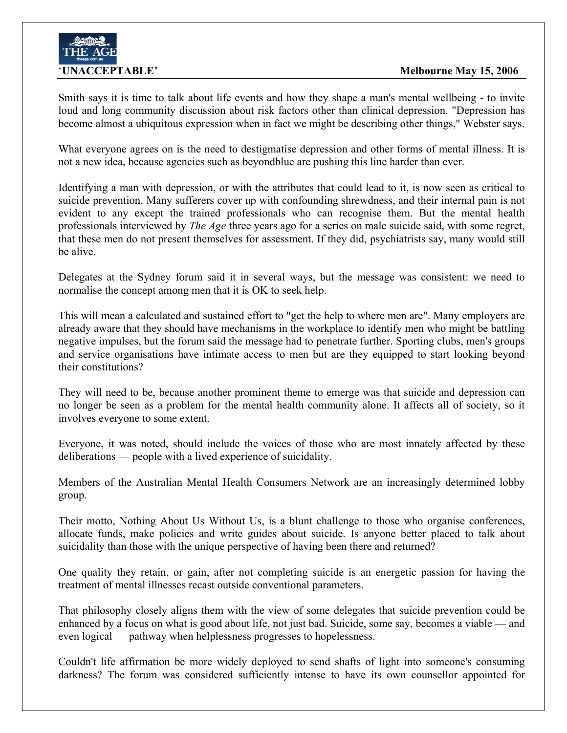Smith says it is time to talk about life events and how they shape a man's mental wellbeing - to invite loud and long community discussion about risk factors other than clinical depression. "Depression has become almost a ubiquitous expression when in fact we might be describing other things," Webster says.

What everyone agrees on is the need to destigmatise depression and other forms of mental illness. It is not a new idea, because agencies such as beyondblue are pushing this line harder than ever.

Identifying a man with depression, or with the attributes that could lead to it, is now seen as critical to suicide prevention. Many sufferers cover up with confounding shrewdness, and their internal pain is not evident to any except the trained professionals who can recognise them. But the mental health professionals interviewed by *The Age* three years ago for a series on male suicide said, with some regret, that these men do not present themselves for assessment. If they did, psychiatrists say, many would still be alive.

Delegates at the Sydney forum said it in several ways, but the message was consistent: we need to normalise the concept among men that it is OK to seek help.

This will mean a calculated and sustained effort to "get the help to where men are". Many employers are already aware that they should have mechanisms in the workplace to identify men who might be battling negative impulses, but the forum said the message had to penetrate further. Sporting clubs, men's groups and service organisations have intimate access to men but are they equipped to start looking beyond their constitutions?

They will need to be, because another prominent theme to emerge was that suicide and depression can no longer be seen as a problem for the mental health community alone. It affects all of society, so it involves everyone to some extent.

Everyone, it was noted, should include the voices of those who are most innately affected by these deliberations — people with a lived experience of suicidality.

Members of the Australian Mental Health Consumers Network are an increasingly determined lobby group.

Their motto, Nothing About Us Without Us, is a blunt challenge to those who organise conferences, allocate funds, make policies and write guides about suicide. Is anyone better placed to talk about suicidality than those with the unique perspective of having been there and returned?

One quality they retain, or gain, after not completing suicide is an energetic passion for having the treatment of mental illnesses recast outside conventional parameters.

That philosophy closely aligns them with the view of some delegates that suicide prevention could be enhanced by a focus on what is good about life, not just bad. Suicide, some say, becomes a viable — and even logical — pathway when helplessness progresses to hopelessness.

Couldn't life affirmation be more widely deployed to send shafts of light into someone's consuming darkness? The forum was considered sufficiently intense to have its own counsellor appointed for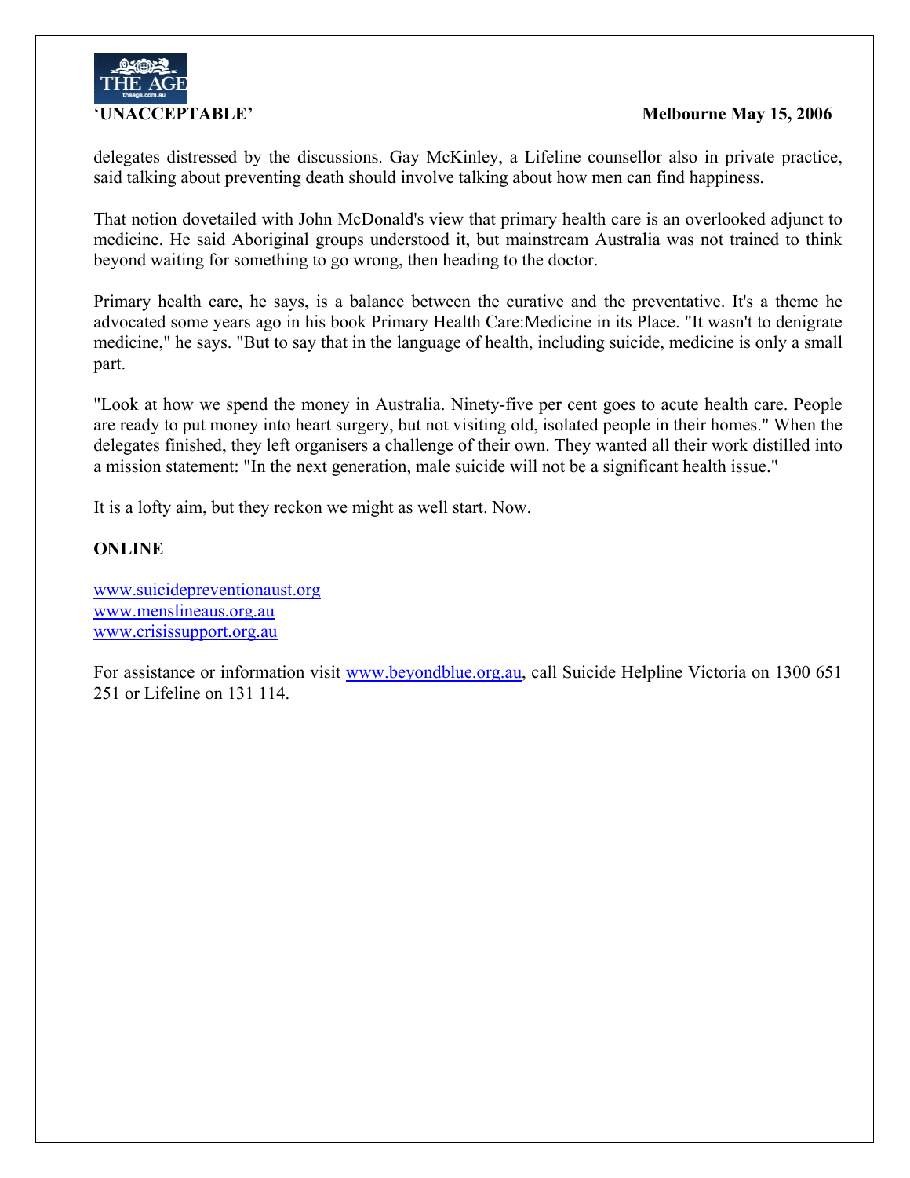delegates distressed by the discussions. Gay McKinley, a Lifeline counsellor also in private practice, said talking about preventing death should involve talking about how men can find happiness.

That notion dovetailed with John McDonald's view that primary health care is an overlooked adjunct to medicine. He said Aboriginal groups understood it, but mainstream Australia was not trained to think beyond waiting for something to go wrong, then heading to the doctor.

Primary health care, he says, is a balance between the curative and the preventative. It's a theme he advocated some years ago in his book Primary Health Care:Medicine in its Place. "It wasn't to denigrate medicine," he says. "But to say that in the language of health, including suicide, medicine is only a small part.

"Look at how we spend the money in Australia. Ninety-five per cent goes to acute health care. People are ready to put money into heart surgery, but not visiting old, isolated people in their homes." When the delegates finished, they left organisers a challenge of their own. They wanted all their work distilled into a mission statement: "In the next generation, male suicide will not be a significant health issue."

It is a lofty aim, but they reckon we might as well start. Now.

**ONLINE**

www.suicidepreventionaust.org
www.menslineaus.org.au
www.crisissupport.org.au

For assistance or information visit www.beyondblue.org.au, call Suicide Helpline Victoria on 1300 651 251 or Lifeline on 131 114.